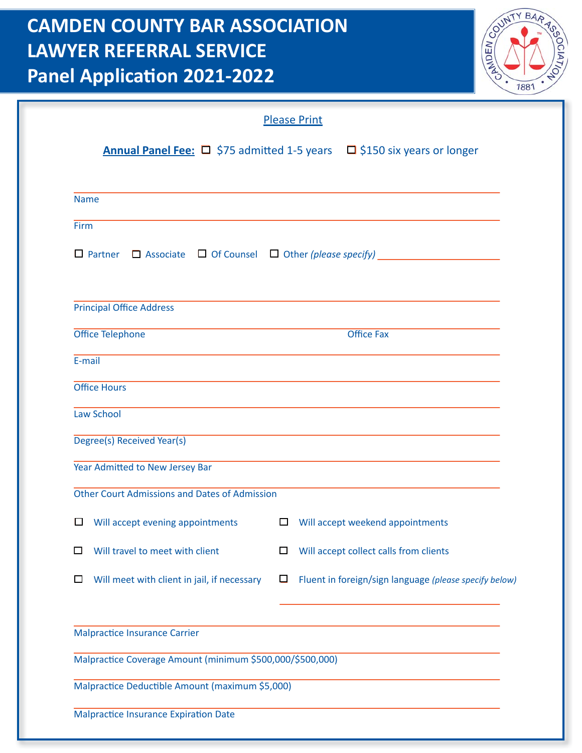# CAMDEN COUNTY BAR ASSOCIATION
# LAWYER REFERRAL SERVICE
# Panel Application 2021-2022

Please Print

**Annual Panel Fee:** ☐ $75 admitted 1-5 years ☐ $150 six years or longer

Name ______________________________

Firm ______________________________

☐ Partner ☐ Associate ☐ Of Counsel ☐ Other *(please specify)* ______________

Principal Office Address ______________________________

Office Telephone ______________ Office Fax ______________

E-mail ______________________________

Office Hours ______________________________

Law School ______________________________

Degree(s) Received Year(s) ______________________________

Year Admitted to New Jersey Bar ______________________________

Other Court Admissions and Dates of Admission ______________________________

☐ Will accept evening appointments ☐ Will accept weekend appointments

☐ Will travel to meet with client ☐ Will accept collect calls from clients

☐ Will meet with client in jail, if necessary ☐ Fluent in foreign/sign language *(please specify below)*

______________________________

Malpractice Insurance Carrier ______________________________

Malpractice Coverage Amount (minimum $500,000/$500,000) ______________________________

Malpractice Deductible Amount (maximum $5,000) ______________________________

Malpractice Insurance Expiration Date ______________________________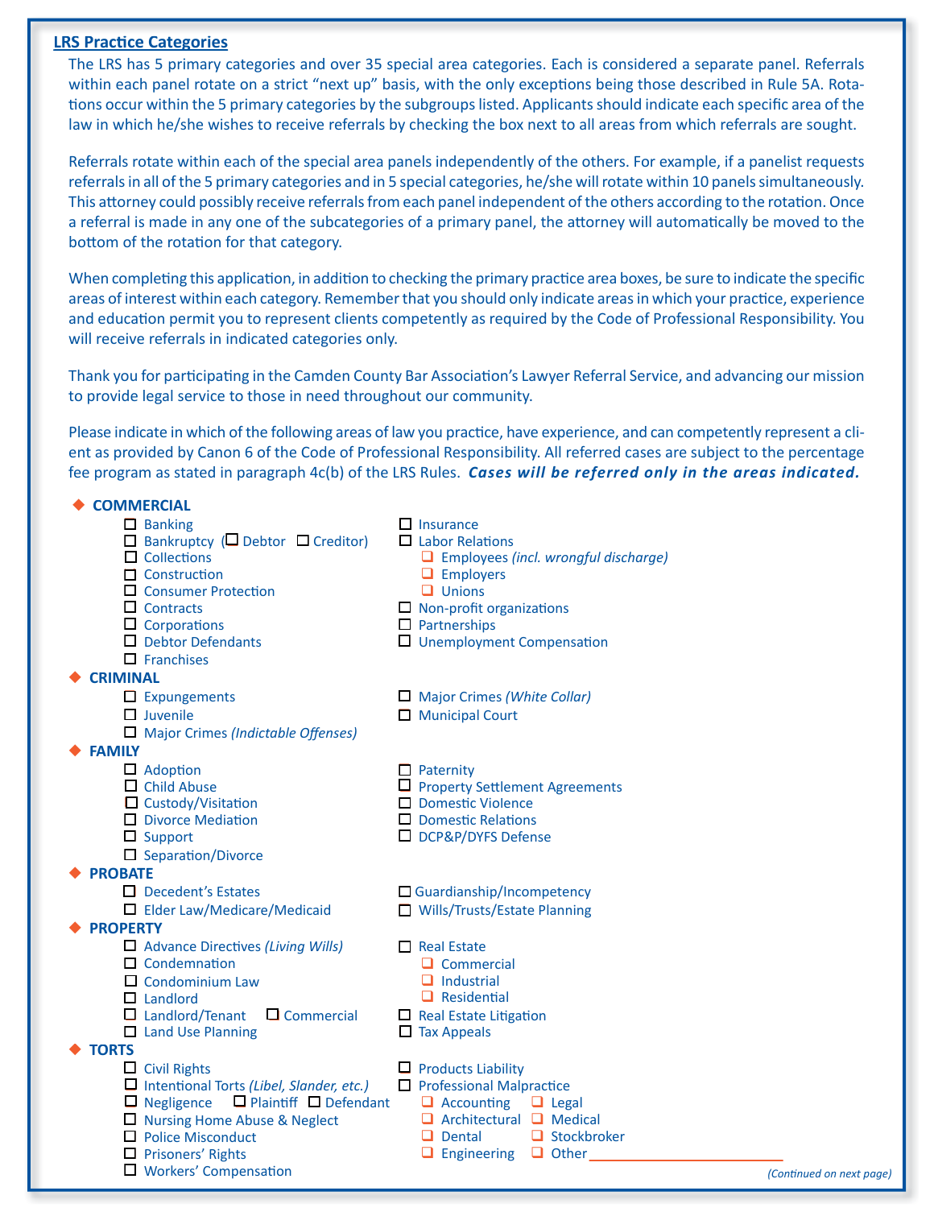## LRS Practice Categories

The LRS has 5 primary categories and over 35 special area categories. Each is considered a separate panel. Referrals within each panel rotate on a strict "next up" basis, with the only exceptions being those described in Rule 5A. Rotations occur within the 5 primary categories by the subgroups listed. Applicants should indicate each specific area of the law in which he/she wishes to receive referrals by checking the box next to all areas from which referrals are sought.

Referrals rotate within each of the special area panels independently of the others. For example, if a panelist requests referrals in all of the 5 primary categories and in 5 special categories, he/she will rotate within 10 panels simultaneously. This attorney could possibly receive referrals from each panel independent of the others according to the rotation. Once a referral is made in any one of the subcategories of a primary panel, the attorney will automatically be moved to the bottom of the rotation for that category.

When completing this application, in addition to checking the primary practice area boxes, be sure to indicate the specific areas of interest within each category. Remember that you should only indicate areas in which your practice, experience and education permit you to represent clients competently as required by the Code of Professional Responsibility. You will receive referrals in indicated categories only.

Thank you for participating in the Camden County Bar Association's Lawyer Referral Service, and advancing our mission to provide legal service to those in need throughout our community.

Please indicate in which of the following areas of law you practice, have experience, and can competently represent a client as provided by Canon 6 of the Code of Professional Responsibility. All referred cases are subject to the percentage fee program as stated in paragraph 4c(b) of the LRS Rules. ***Cases will be referred only in the areas indicated.***

### ◆ COMMERCIAL

- ☐ Banking
- ☐ Bankruptcy (☐ Debtor ☐ Creditor)
- ☐ Collections
- ☐ Construction
- ☐ Consumer Protection
- ☐ Contracts
- ☐ Corporations
- ☐ Debtor Defendants
- ☐ Franchises
- ☐ Insurance
- ☐ Labor Relations
  - ☐ Employees *(incl. wrongful discharge)*
  - ☐ Employers
  - ☐ Unions
- ☐ Non-profit organizations
- ☐ Partnerships
- ☐ Unemployment Compensation

### ◆ CRIMINAL

- ☐ Expungements
- ☐ Juvenile
- ☐ Major Crimes *(Indictable Offenses)*
- ☐ Major Crimes *(White Collar)*
- ☐ Municipal Court

### ◆ FAMILY

- ☐ Adoption
- ☐ Child Abuse
- ☐ Custody/Visitation
- ☐ Divorce Mediation
- ☐ Support
- ☐ Separation/Divorce
- ☐ Paternity
- ☐ Property Settlement Agreements
- ☐ Domestic Violence
- ☐ Domestic Relations
- ☐ DCP&P/DYFS Defense

### ◆ PROBATE

- ☐ Decedent's Estates
- ☐ Elder Law/Medicare/Medicaid
- ☐ Guardianship/Incompetency
- ☐ Wills/Trusts/Estate Planning

### ◆ PROPERTY

- ☐ Advance Directives *(Living Wills)*
- ☐ Condemnation
- ☐ Condominium Law
- ☐ Landlord
- ☐ Landlord/Tenant ☐ Commercial
- ☐ Land Use Planning
- ☐ Real Estate
  - ☐ Commercial
  - ☐ Industrial
  - ☐ Residential
- ☐ Real Estate Litigation
- ☐ Tax Appeals

### ◆ TORTS

- ☐ Civil Rights
- ☐ Intentional Torts *(Libel, Slander, etc.)*
- ☐ Negligence ☐ Plaintiff ☐ Defendant
- ☐ Nursing Home Abuse & Neglect
- ☐ Police Misconduct
- ☐ Prisoners' Rights
- ☐ Workers' Compensation
- ☐ Products Liability
- ☐ Professional Malpractice
  - ☐ Accounting
  - ☐ Architectural
  - ☐ Dental
  - ☐ Engineering
  - ☐ Legal
  - ☐ Medical
  - ☐ Stockbroker
  - ☐ Other ____________________

*(Continued on next page)*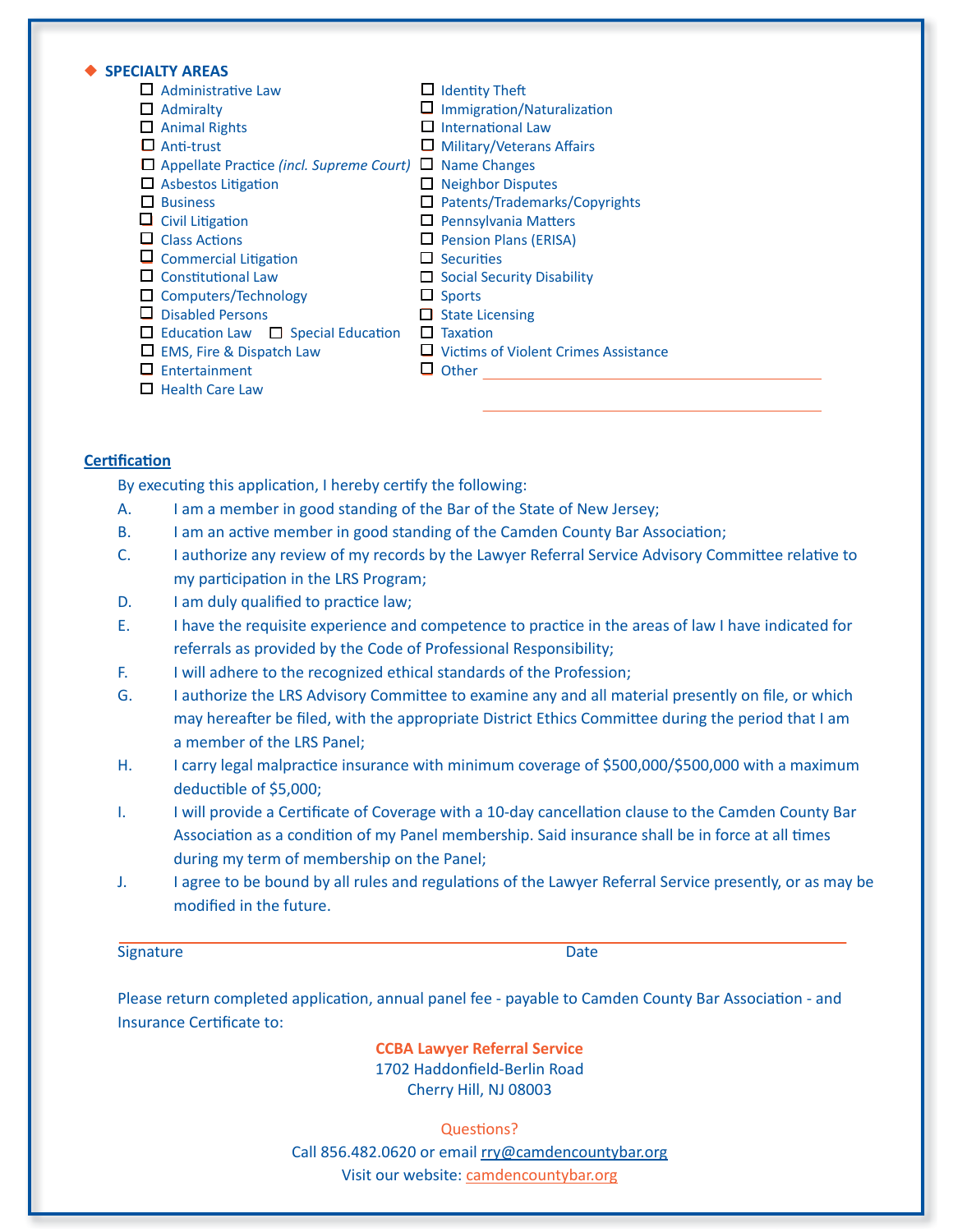## ◆ SPECIALTY AREAS

- ☐ Administrative Law
- ☐ Admiralty
- ☐ Animal Rights
- ☐ Anti-trust
- ☐ Appellate Practice *(incl. Supreme Court)*
- ☐ Asbestos Litigation
- ☐ Business
- ☐ Civil Litigation
- ☐ Class Actions
- ☐ Commercial Litigation
- ☐ Constitutional Law
- ☐ Computers/Technology
- ☐ Disabled Persons
- ☐ Education Law ☐ Special Education
- ☐ EMS, Fire & Dispatch Law
- ☐ Entertainment
- ☐ Health Care Law
- ☐ Identity Theft
- ☐ Immigration/Naturalization
- ☐ International Law
- ☐ Military/Veterans Affairs
- ☐ Name Changes
- ☐ Neighbor Disputes
- ☐ Patents/Trademarks/Copyrights
- ☐ Pennsylvania Matters
- ☐ Pension Plans (ERISA)
- ☐ Securities
- ☐ Social Security Disability
- ☐ Sports
- ☐ State Licensing
- ☐ Taxation
- ☐ Victims of Violent Crimes Assistance
- ☐ Other ______________________________

______________________________

**Certification**

By executing this application, I hereby certify the following:

A. I am a member in good standing of the Bar of the State of New Jersey;

B. I am an active member in good standing of the Camden County Bar Association;

C. I authorize any review of my records by the Lawyer Referral Service Advisory Committee relative to my participation in the LRS Program;

D. I am duly qualified to practice law;

E. I have the requisite experience and competence to practice in the areas of law I have indicated for referrals as provided by the Code of Professional Responsibility;

F. I will adhere to the recognized ethical standards of the Profession;

G. I authorize the LRS Advisory Committee to examine any and all material presently on file, or which may hereafter be filed, with the appropriate District Ethics Committee during the period that I am a member of the LRS Panel;

H. I carry legal malpractice insurance with minimum coverage of $500,000/$500,000 with a maximum deductible of $5,000;

I. I will provide a Certificate of Coverage with a 10-day cancellation clause to the Camden County Bar Association as a condition of my Panel membership. Said insurance shall be in force at all times during my term of membership on the Panel;

J. I agree to be bound by all rules and regulations of the Lawyer Referral Service presently, or as may be modified in the future.

______________________________________________________________

Signature Date

Please return completed application, annual panel fee - payable to Camden County Bar Association - and Insurance Certificate to:

**CCBA Lawyer Referral Service**
1702 Haddonfield-Berlin Road
Cherry Hill, NJ 08003

Questions?
Call 856.482.0620 or email rry@camdencountybar.org
Visit our website: camdencountybar.org